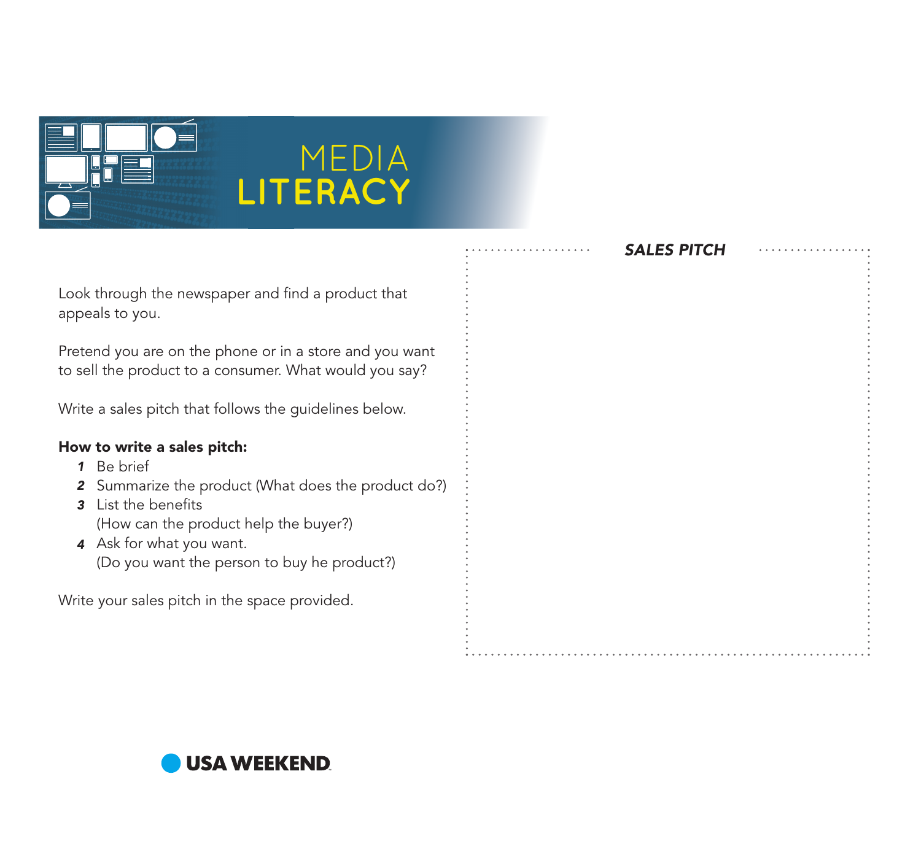# MEDIA LITERACY

Look through the newspaper and find a product that appeals to you.

Pretend you are on the phone or in a store and you want to sell the product to a consumer. What would you say?

Write a sales pitch that follows the guidelines below.

**How to write a sales pitch:**

1. Be brief
2. Summarize the product (What does the product do?)
3. List the benefits (How can the product help the buyer?)
4. Ask for what you want. (Do you want the person to buy he product?)

Write your sales pitch in the space provided.

***SALES PITCH***

USA WEEKEND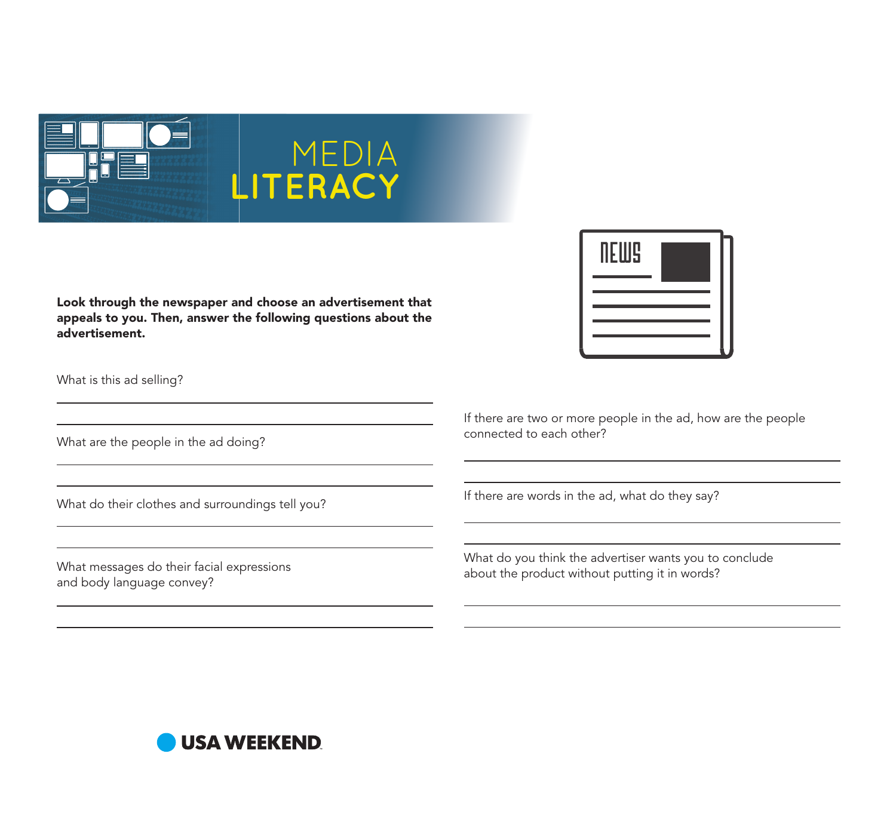# MEDIA LITERACY

**Look through the newspaper and choose an advertisement that appeals to you. Then, answer the following questions about the advertisement.**

What is this ad selling?

What are the people in the ad doing?

What do their clothes and surroundings tell you?

What messages do their facial expressions and body language convey?

If there are two or more people in the ad, how are the people connected to each other?

If there are words in the ad, what do they say?

What do you think the advertiser wants you to conclude about the product without putting it in words?

USA WEEKEND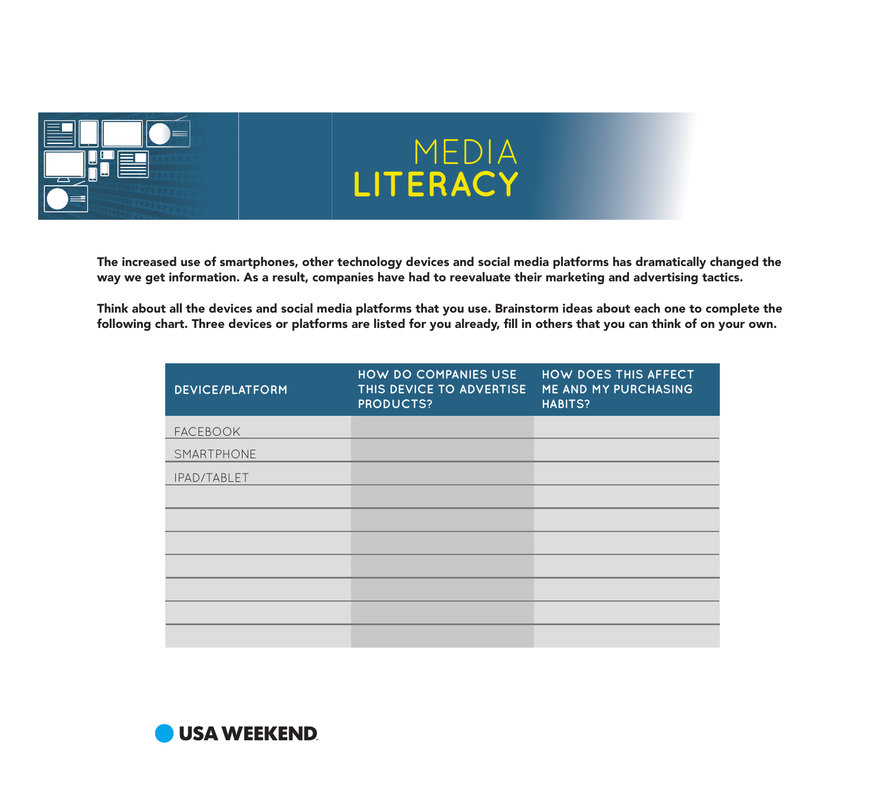# MEDIA LITERACY

**The increased use of smartphones, other technology devices and social media platforms has dramatically changed the way we get information. As a result, companies have had to reevaluate their marketing and advertising tactics.**

**Think about all the devices and social media platforms that you use. Brainstorm ideas about each one to complete the following chart. Three devices or platforms are listed for you already, fill in others that you can think of on your own.**

| DEVICE/PLATFORM | HOW DO COMPANIES USE THIS DEVICE TO ADVERTISE PRODUCTS? | HOW DOES THIS AFFECT ME AND MY PURCHASING HABITS? |
|---|---|---|
| FACEBOOK | | |
| SMARTPHONE | | |
| IPAD/TABLET | | |
| | | |
| | | |
| | | |
| | | |
| | | |
| | | |
| | | |

USA WEEKEND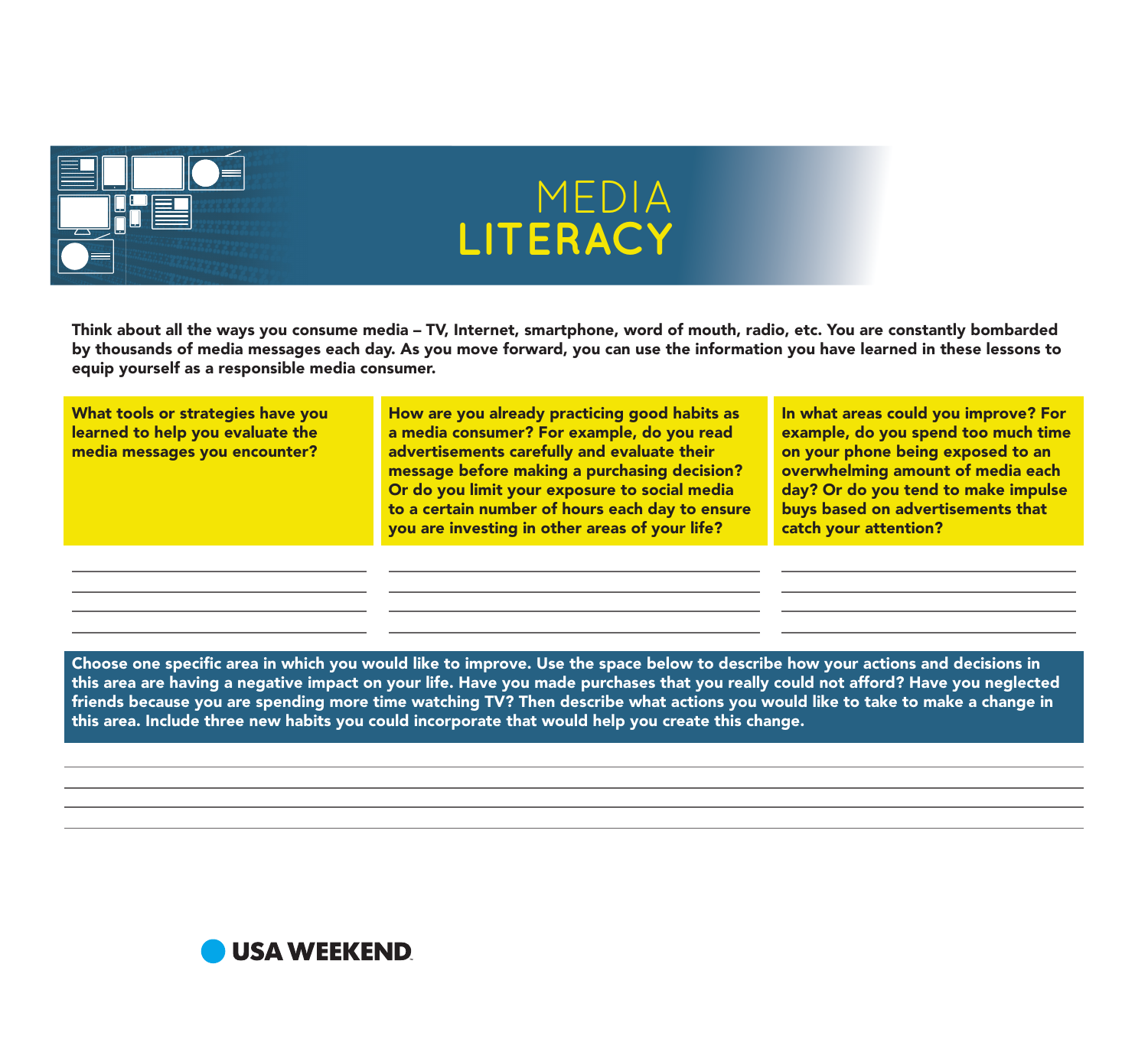# MEDIA LITERACY

**Think about all the ways you consume media – TV, Internet, smartphone, word of mouth, radio, etc. You are constantly bombarded by thousands of media messages each day. As you move forward, you can use the information you have learned in these lessons to equip yourself as a responsible media consumer.**

| What tools or strategies have you learned to help you evaluate the media messages you encounter? | How are you already practicing good habits as a media consumer? For example, do you read advertisements carefully and evaluate their message before making a purchasing decision? Or do you limit your exposure to social media to a certain number of hours each day to ensure you are investing in other areas of your life? | In what areas could you improve? For example, do you spend too much time on your phone being exposed to an overwhelming amount of media each day? Or do you tend to make impulse buys based on advertisements that catch your attention? |
|---|---|---|
| | | |
| | | |
| | | |
| | | |

**Choose one specific area in which you would like to improve. Use the space below to describe how your actions and decisions in this area are having a negative impact on your life. Have you made purchases that you really could not afford? Have you neglected friends because you are spending more time watching TV? Then describe what actions you would like to take to make a change in this area. Include three new habits you could incorporate that would help you create this change.**

USA WEEKEND